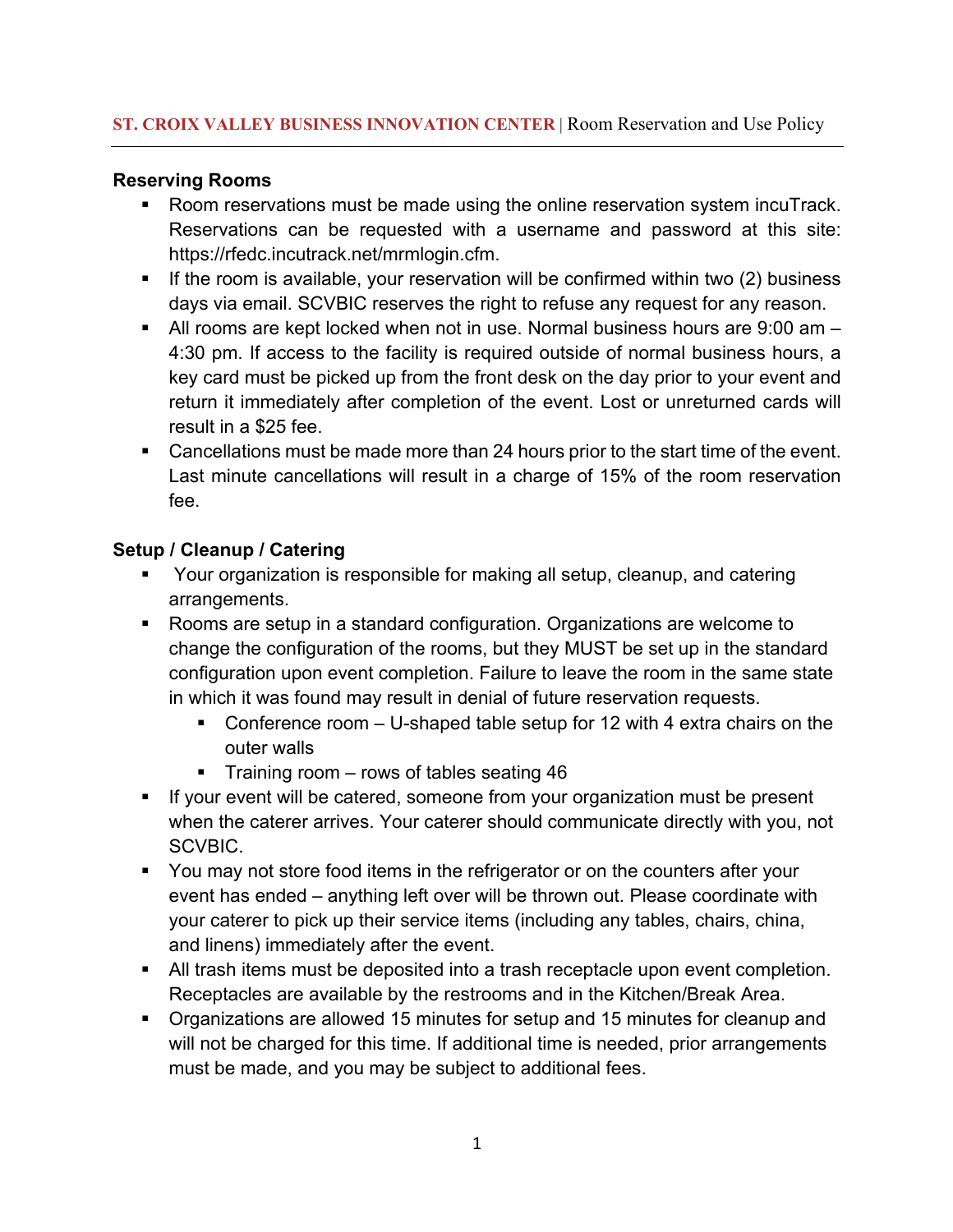**ST. CROIX VALLEY BUSINESS INNOVATION CENTER** | Room Reservation and Use Policy

### Reserving Rooms

- Room reservations must be made using the online reservation system incuTrack. Reservations can be requested with a username and password at this site: https://rfedc.incutrack.net/mrmlogin.cfm.
- If the room is available, your reservation will be confirmed within two (2) business days via email. SCVBIC reserves the right to refuse any request for any reason.
- All rooms are kept locked when not in use. Normal business hours are 9:00 am – 4:30 pm. If access to the facility is required outside of normal business hours, a key card must be picked up from the front desk on the day prior to your event and return it immediately after completion of the event. Lost or unreturned cards will result in a $25 fee.
- Cancellations must be made more than 24 hours prior to the start time of the event. Last minute cancellations will result in a charge of 15% of the room reservation fee.

### Setup / Cleanup / Catering

- Your organization is responsible for making all setup, cleanup, and catering arrangements.
- Rooms are setup in a standard configuration. Organizations are welcome to change the configuration of the rooms, but they MUST be set up in the standard configuration upon event completion. Failure to leave the room in the same state in which it was found may result in denial of future reservation requests.
  - Conference room – U-shaped table setup for 12 with 4 extra chairs on the outer walls
  - Training room – rows of tables seating 46
- If your event will be catered, someone from your organization must be present when the caterer arrives. Your caterer should communicate directly with you, not SCVBIC.
- You may not store food items in the refrigerator or on the counters after your event has ended – anything left over will be thrown out. Please coordinate with your caterer to pick up their service items (including any tables, chairs, china, and linens) immediately after the event.
- All trash items must be deposited into a trash receptacle upon event completion. Receptacles are available by the restrooms and in the Kitchen/Break Area.
- Organizations are allowed 15 minutes for setup and 15 minutes for cleanup and will not be charged for this time. If additional time is needed, prior arrangements must be made, and you may be subject to additional fees.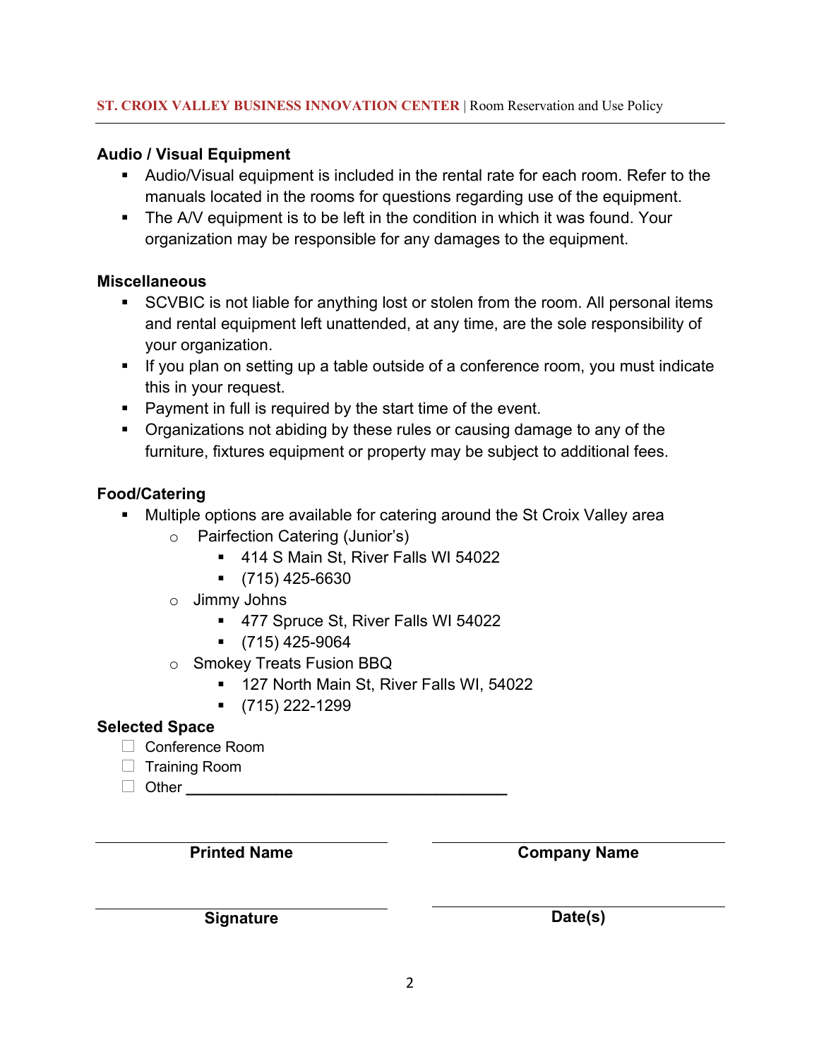### Audio / Visual Equipment

- Audio/Visual equipment is included in the rental rate for each room. Refer to the manuals located in the rooms for questions regarding use of the equipment.
- The A/V equipment is to be left in the condition in which it was found. Your organization may be responsible for any damages to the equipment.

### Miscellaneous

- SCVBIC is not liable for anything lost or stolen from the room. All personal items and rental equipment left unattended, at any time, are the sole responsibility of your organization.
- If you plan on setting up a table outside of a conference room, you must indicate this in your request.
- Payment in full is required by the start time of the event.
- Organizations not abiding by these rules or causing damage to any of the furniture, fixtures equipment or property may be subject to additional fees.

### Food/Catering

- Multiple options are available for catering around the St Croix Valley area
  - Pairfection Catering (Junior's)
    - 414 S Main St, River Falls WI 54022
    - (715) 425-6630
  - Jimmy Johns
    - 477 Spruce St, River Falls WI 54022
    - (715) 425-9064
  - Smokey Treats Fusion BBQ
    - 127 North Main St, River Falls WI, 54022
    - (715) 222-1299

### Selected Space

- ☐ Conference Room
- ☐ Training Room
- ☐ Other ______________________________________

| | |
|---|---|
| ______________________ | ______________________ |
| **Printed Name** | **Company Name** |
| ______________________ | ______________________ |
| **Signature** | **Date(s)** |